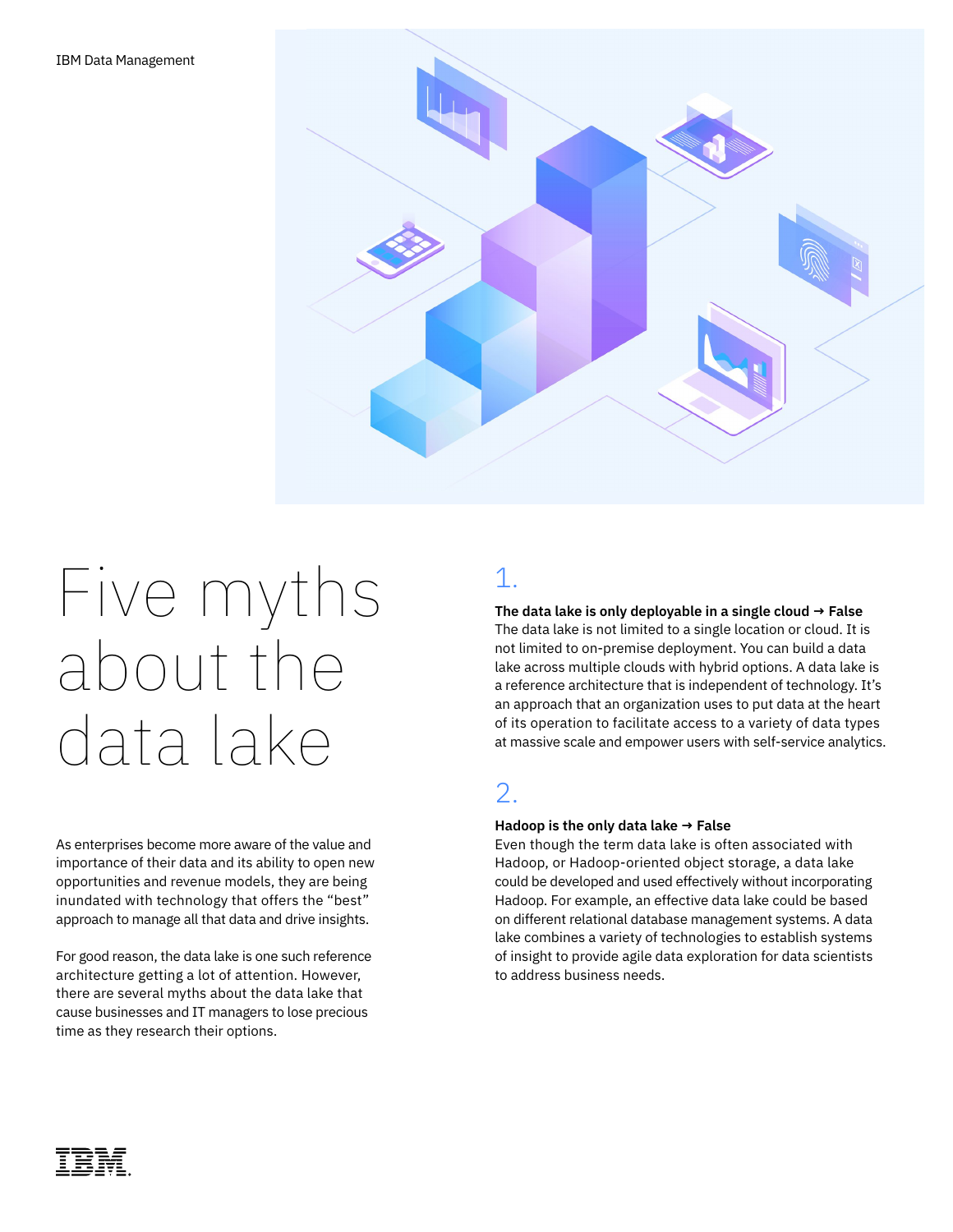IBM Data Management

# Five myths about the data lake

As enterprises become more aware of the value and importance of their data and its ability to open new opportunities and revenue models, they are being inundated with technology that offers the "best" approach to manage all that data and drive insights.

For good reason, the data lake is one such reference architecture getting a lot of attention. However, there are several myths about the data lake that cause businesses and IT managers to lose precious time as they research their options.

## 1.

**The data lake is only deployable in a single cloud → False**

The data lake is not limited to a single location or cloud. It is not limited to on-premise deployment. You can build a data lake across multiple clouds with hybrid options. A data lake is a reference architecture that is independent of technology. It's an approach that an organization uses to put data at the heart of its operation to facilitate access to a variety of data types at massive scale and empower users with self-service analytics.

## 2.

**Hadoop is the only data lake → False**

Even though the term data lake is often associated with Hadoop, or Hadoop-oriented object storage, a data lake could be developed and used effectively without incorporating Hadoop. For example, an effective data lake could be based on different relational database management systems. A data lake combines a variety of technologies to establish systems of insight to provide agile data exploration for data scientists to address business needs.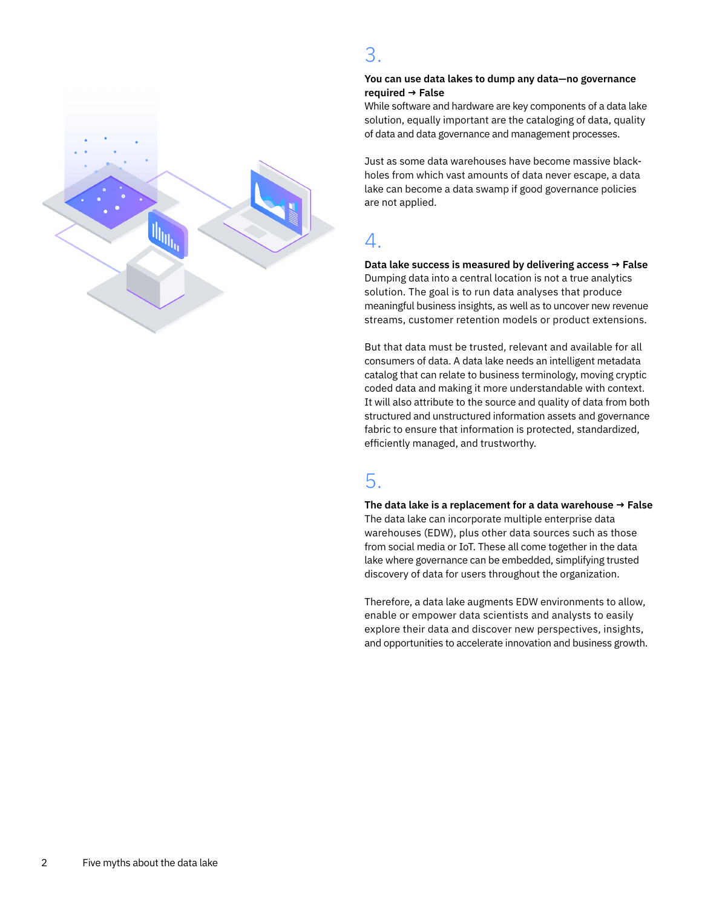## 3.

**You can use data lakes to dump any data—no governance required → False**

While software and hardware are key components of a data lake solution, equally important are the cataloging of data, quality of data and data governance and management processes.

Just as some data warehouses have become massive black-holes from which vast amounts of data never escape, a data lake can become a data swamp if good governance policies are not applied.

## 4.

**Data lake success is measured by delivering access → False**

Dumping data into a central location is not a true analytics solution. The goal is to run data analyses that produce meaningful business insights, as well as to uncover new revenue streams, customer retention models or product extensions.

But that data must be trusted, relevant and available for all consumers of data. A data lake needs an intelligent metadata catalog that can relate to business terminology, moving cryptic coded data and making it more understandable with context. It will also attribute to the source and quality of data from both structured and unstructured information assets and governance fabric to ensure that information is protected, standardized, efficiently managed, and trustworthy.

## 5.

**The data lake is a replacement for a data warehouse → False**

The data lake can incorporate multiple enterprise data warehouses (EDW), plus other data sources such as those from social media or IoT. These all come together in the data lake where governance can be embedded, simplifying trusted discovery of data for users throughout the organization.

Therefore, a data lake augments EDW environments to allow, enable or empower data scientists and analysts to easily explore their data and discover new perspectives, insights, and opportunities to accelerate innovation and business growth.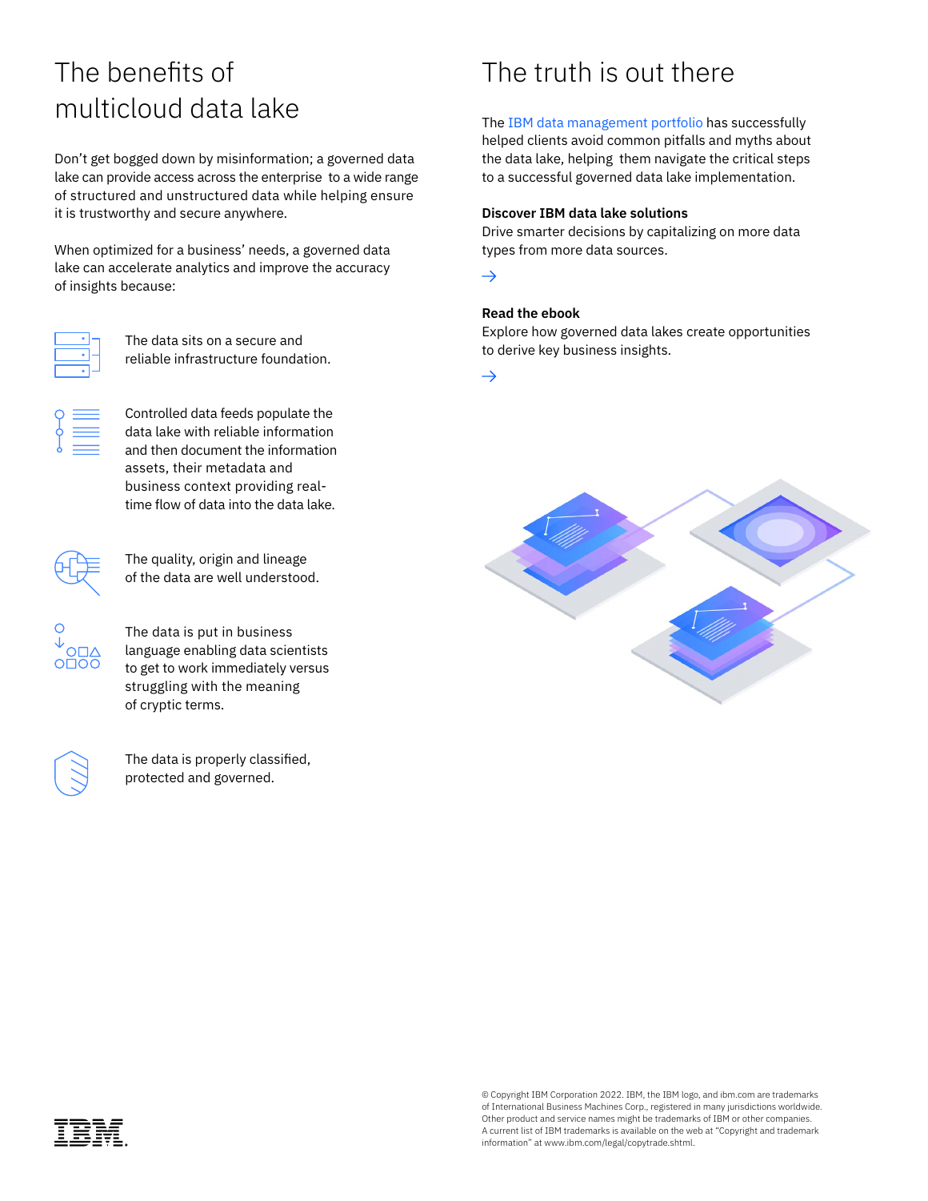# The benefits of multicloud data lake

Don't get bogged down by misinformation; a governed data lake can provide access across the enterprise to a wide range of structured and unstructured data while helping ensure it is trustworthy and secure anywhere.

When optimized for a business' needs, a governed data lake can accelerate analytics and improve the accuracy of insights because:

- The data sits on a secure and reliable infrastructure foundation.
- Controlled data feeds populate the data lake with reliable information and then document the information assets, their metadata and business context providing real-time flow of data into the data lake.
- The quality, origin and lineage of the data are well understood.
- The data is put in business language enabling data scientists to get to work immediately versus struggling with the meaning of cryptic terms.
- The data is properly classified, protected and governed.

# The truth is out there

The IBM data management portfolio has successfully helped clients avoid common pitfalls and myths about the data lake, helping them navigate the critical steps to a successful governed data lake implementation.

**Discover IBM data lake solutions**
Drive smarter decisions by capitalizing on more data types from more data sources.

→

**Read the ebook**
Explore how governed data lakes create opportunities to derive key business insights.

→

© Copyright IBM Corporation 2022. IBM, the IBM logo, and ibm.com are trademarks of International Business Machines Corp., registered in many jurisdictions worldwide. Other product and service names might be trademarks of IBM or other companies. A current list of IBM trademarks is available on the web at "Copyright and trademark information" at www.ibm.com/legal/copytrade.shtml.